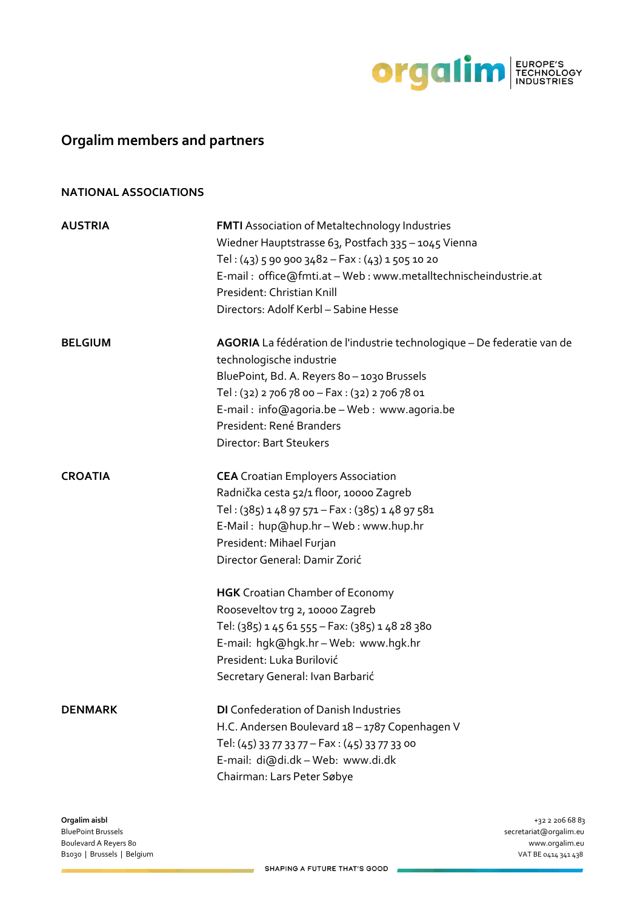# Orgalim members and partners

## NATIONAL ASSOCIATIONS

**AUSTRIA**

**FMTI** Association of Metaltechnology Industries
Wiedner Hauptstrasse 63, Postfach 335 – 1045 Vienna
Tel : (43) 5 90 900 3482 – Fax : (43) 1 505 10 20
E-mail : office@fmti.at – Web : www.metalltechnischeindustrie.at
President: Christian Knill
Directors: Adolf Kerbl – Sabine Hesse

**BELGIUM**

**AGORIA** La fédération de l'industrie technologique – De federatie van de technologische industrie
BluePoint, Bd. A. Reyers 80 – 1030 Brussels
Tel : (32) 2 706 78 00 – Fax : (32) 2 706 78 01
E-mail : info@agoria.be – Web : www.agoria.be
President: René Branders
Director: Bart Steukers

**CROATIA**

**CEA** Croatian Employers Association
Radnička cesta 52/1 floor, 10000 Zagreb
Tel : (385) 1 48 97 571 – Fax : (385) 1 48 97 581
E-Mail : hup@hup.hr – Web : www.hup.hr
President: Mihael Furjan
Director General: Damir Zorić

**HGK** Croatian Chamber of Economy
Rooseveltov trg 2, 10000 Zagreb
Tel: (385) 1 45 61 555 – Fax: (385) 1 48 28 380
E-mail: hgk@hgk.hr – Web: www.hgk.hr
President: Luka Burilović
Secretary General: Ivan Barbarić

**DENMARK**

**DI** Confederation of Danish Industries
H.C. Andersen Boulevard 18 – 1787 Copenhagen V
Tel: (45) 33 77 33 77 – Fax : (45) 33 77 33 00
E-mail: di@di.dk – Web: www.di.dk
Chairman: Lars Peter Søbye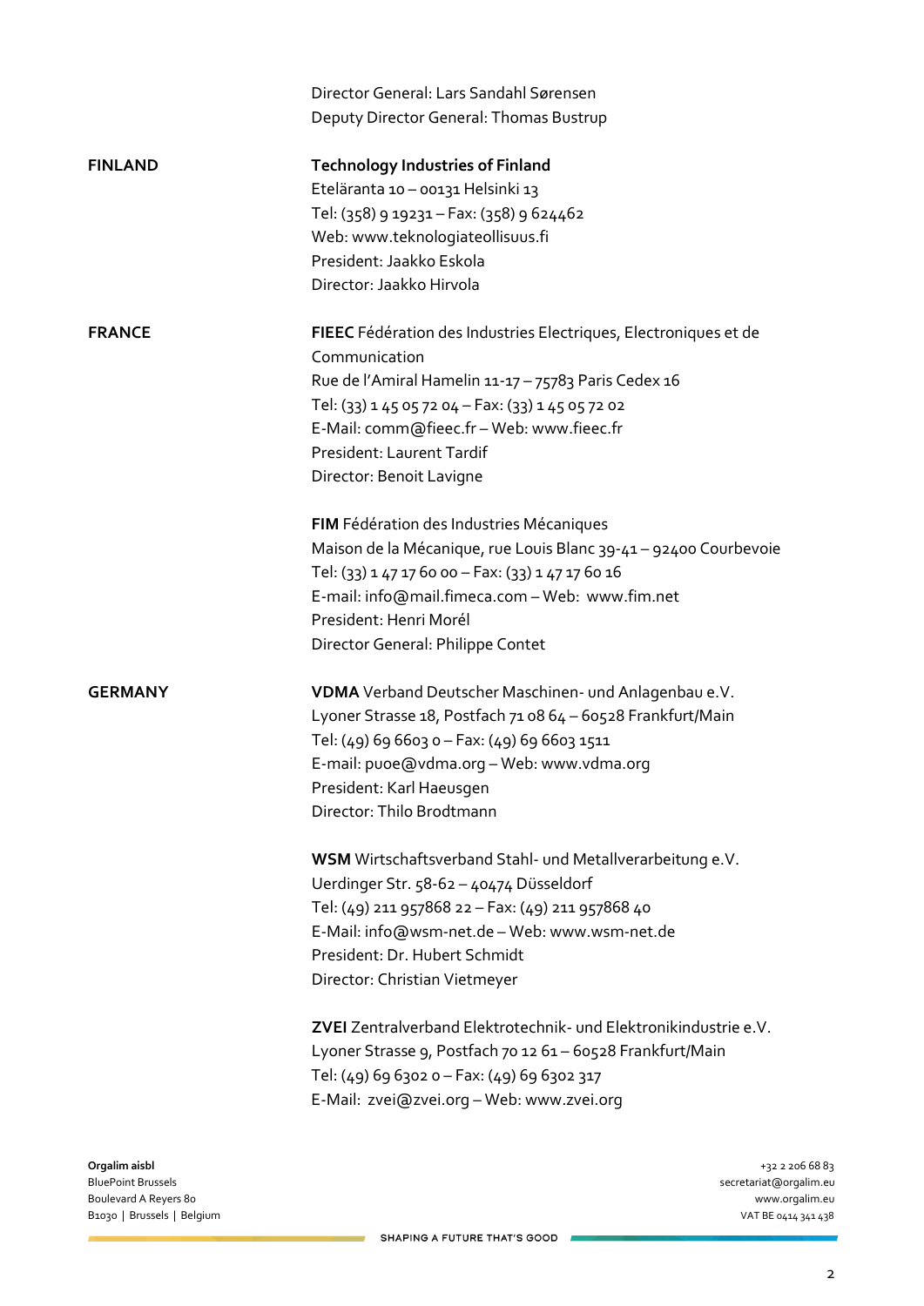Director General: Lars Sandahl Sørensen
Deputy Director General: Thomas Bustrup

**FINLAND**

**Technology Industries of Finland**
Eteläranta 10 – 00131 Helsinki 13
Tel: (358) 9 19231 – Fax: (358) 9 624462
Web: www.teknologiateollisuus.fi
President: Jaakko Eskola
Director: Jaakko Hirvola

**FRANCE**

**FIEEC** Fédération des Industries Electriques, Electroniques et de Communication
Rue de l'Amiral Hamelin 11-17 – 75783 Paris Cedex 16
Tel: (33) 1 45 05 72 04 – Fax: (33) 1 45 05 72 02
E-Mail: comm@fieec.fr – Web: www.fieec.fr
President: Laurent Tardif
Director: Benoit Lavigne

**FIM** Fédération des Industries Mécaniques
Maison de la Mécanique, rue Louis Blanc 39-41 – 92400 Courbevoie
Tel: (33) 1 47 17 60 00 – Fax: (33) 1 47 17 60 16
E-mail: info@mail.fimeca.com – Web: www.fim.net
President: Henri Morél
Director General: Philippe Contet

**GERMANY**

**VDMA** Verband Deutscher Maschinen- und Anlagenbau e.V.
Lyoner Strasse 18, Postfach 71 08 64 – 60528 Frankfurt/Main
Tel: (49) 69 6603 0 – Fax: (49) 69 6603 1511
E-mail: puoe@vdma.org – Web: www.vdma.org
President: Karl Haeusgen
Director: Thilo Brodtmann

**WSM** Wirtschaftsverband Stahl- und Metallverarbeitung e.V.
Uerdinger Str. 58-62 – 40474 Düsseldorf
Tel: (49) 211 957868 22 – Fax: (49) 211 957868 40
E-Mail: info@wsm-net.de – Web: www.wsm-net.de
President: Dr. Hubert Schmidt
Director: Christian Vietmeyer

**ZVEI** Zentralverband Elektrotechnik- und Elektronikindustrie e.V.
Lyoner Strasse 9, Postfach 70 12 61 – 60528 Frankfurt/Main
Tel: (49) 69 6302 0 – Fax: (49) 69 6302 317
E-Mail: zvei@zvei.org – Web: www.zvei.org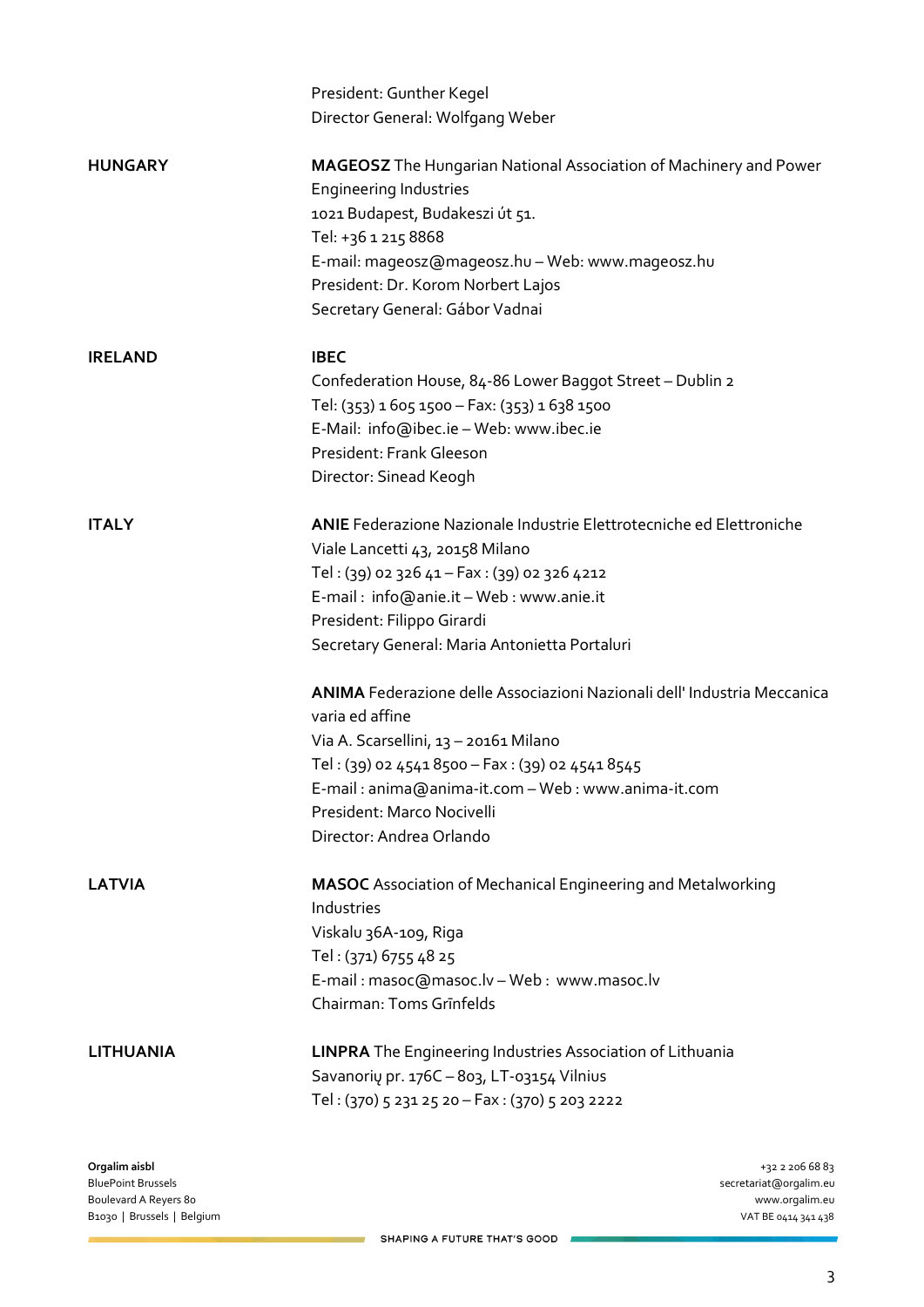President: Gunther Kegel
Director General: Wolfgang Weber

**HUNGARY**

**MAGEOSZ** The Hungarian National Association of Machinery and Power Engineering Industries
1021 Budapest, Budakeszi út 51.
Tel: +36 1 215 8868
E-mail: mageosz@mageosz.hu – Web: www.mageosz.hu
President: Dr. Korom Norbert Lajos
Secretary General: Gábor Vadnai

**IRELAND**

**IBEC**
Confederation House, 84-86 Lower Baggot Street – Dublin 2
Tel: (353) 1 605 1500 – Fax: (353) 1 638 1500
E-Mail: info@ibec.ie – Web: www.ibec.ie
President: Frank Gleeson
Director: Sinead Keogh

**ITALY**

**ANIE** Federazione Nazionale Industrie Elettrotecniche ed Elettroniche
Viale Lancetti 43, 20158 Milano
Tel : (39) 02 326 41 – Fax : (39) 02 326 4212
E-mail : info@anie.it – Web : www.anie.it
President: Filippo Girardi
Secretary General: Maria Antonietta Portaluri

**ANIMA** Federazione delle Associazioni Nazionali dell' Industria Meccanica varia ed affine
Via A. Scarsellini, 13 – 20161 Milano
Tel : (39) 02 4541 8500 – Fax : (39) 02 4541 8545
E-mail : anima@anima-it.com – Web : www.anima-it.com
President: Marco Nocivelli
Director: Andrea Orlando

**LATVIA**

**MASOC** Association of Mechanical Engineering and Metalworking Industries
Viskalu 36A-109, Riga
Tel : (371) 6755 48 25
E-mail : masoc@masoc.lv – Web : www.masoc.lv
Chairman: Toms Grīnfelds

**LITHUANIA**

**LINPRA** The Engineering Industries Association of Lithuania
Savanorių pr. 176C – 803, LT-03154 Vilnius
Tel : (370) 5 231 25 20 – Fax : (370) 5 203 2222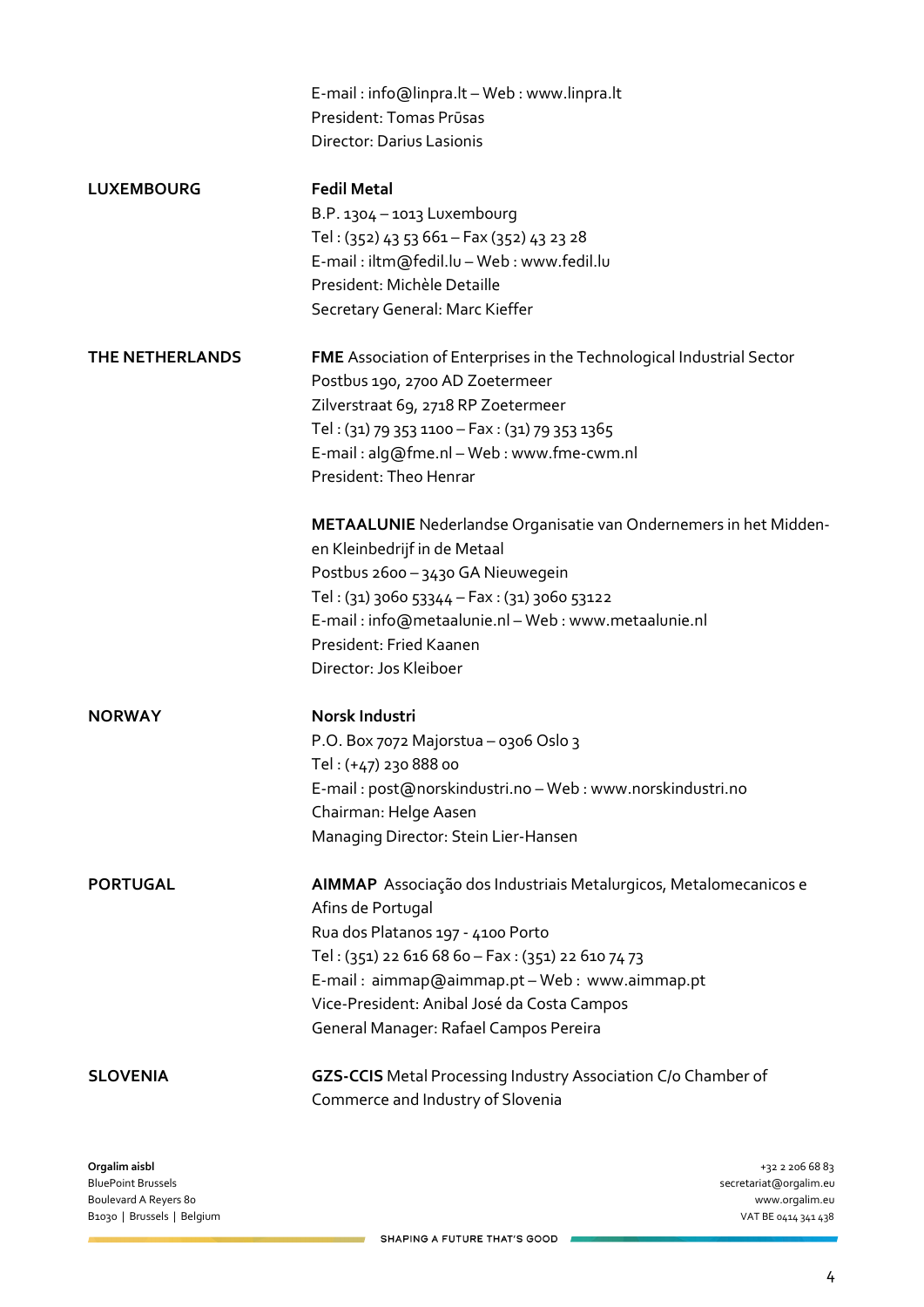E-mail : info@linpra.lt – Web : www.linpra.lt
President: Tomas Prūsas
Director: Darius Lasionis

**LUXEMBOURG**

**Fedil Metal**
B.P. 1304 – 1013 Luxembourg
Tel : (352) 43 53 661 – Fax (352) 43 23 28
E-mail : iltm@fedil.lu – Web : www.fedil.lu
President: Michèle Detaille
Secretary General: Marc Kieffer

**THE NETHERLANDS**

**FME** Association of Enterprises in the Technological Industrial Sector
Postbus 190, 2700 AD Zoetermeer
Zilverstraat 69, 2718 RP Zoetermeer
Tel : (31) 79 353 1100 – Fax : (31) 79 353 1365
E-mail : alg@fme.nl – Web : www.fme-cwm.nl
President: Theo Henrar

**METAALUNIE** Nederlandse Organisatie van Ondernemers in het Midden- en Kleinbedrijf in de Metaal
Postbus 2600 – 3430 GA Nieuwegein
Tel : (31) 3060 53344 – Fax : (31) 3060 53122
E-mail : info@metaalunie.nl – Web : www.metaalunie.nl
President: Fried Kaanen
Director: Jos Kleiboer

**NORWAY**

**Norsk Industri**
P.O. Box 7072 Majorstua – 0306 Oslo 3
Tel : (+47) 230 888 00
E-mail : post@norskindustri.no – Web : www.norskindustri.no
Chairman: Helge Aasen
Managing Director: Stein Lier-Hansen

**PORTUGAL**

**AIMMAP** Associação dos Industriais Metalurgicos, Metalomecanicos e Afins de Portugal
Rua dos Platanos 197 - 4100 Porto
Tel : (351) 22 616 68 60 – Fax : (351) 22 610 74 73
E-mail : aimmap@aimmap.pt – Web : www.aimmap.pt
Vice-President: Anibal José da Costa Campos
General Manager: Rafael Campos Pereira

**SLOVENIA**

**GZS-CCIS** Metal Processing Industry Association C/o Chamber of Commerce and Industry of Slovenia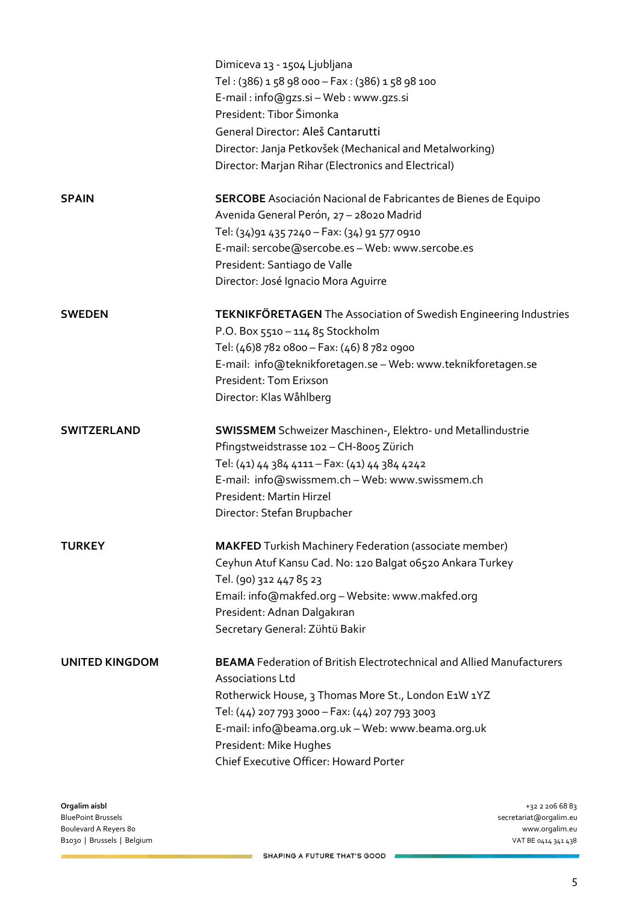Dimiceva 13 - 1504 Ljubljana
Tel : (386) 1 58 98 000 – Fax : (386) 1 58 98 100
E-mail : info@gzs.si – Web : www.gzs.si
President: Tibor Šimonka
General Director: Aleš Cantarutti
Director: Janja Petkovšek (Mechanical and Metalworking)
Director: Marjan Rihar (Electronics and Electrical)

**SPAIN**

**SERCOBE** Asociación Nacional de Fabricantes de Bienes de Equipo
Avenida General Perón, 27 – 28020 Madrid
Tel: (34)91 435 7240 – Fax: (34) 91 577 0910
E-mail: sercobe@sercobe.es – Web: www.sercobe.es
President: Santiago de Valle
Director: José Ignacio Mora Aguirre

**SWEDEN**

**TEKNIKFÖRETAGEN** The Association of Swedish Engineering Industries
P.O. Box 5510 – 114 85 Stockholm
Tel: (46)8 782 0800 – Fax: (46) 8 782 0900
E-mail: info@teknikforetagen.se – Web: www.teknikforetagen.se
President: Tom Erixson
Director: Klas Wåhlberg

**SWITZERLAND**

**SWISSMEM** Schweizer Maschinen-, Elektro- und Metallindustrie
Pfingstweidstrasse 102 – CH-8005 Zürich
Tel: (41) 44 384 4111 – Fax: (41) 44 384 4242
E-mail: info@swissmem.ch – Web: www.swissmem.ch
President: Martin Hirzel
Director: Stefan Brupbacher

**TURKEY**

**MAKFED** Turkish Machinery Federation (associate member)
Ceyhun Atuf Kansu Cad. No: 120 Balgat 06520 Ankara Turkey
Tel. (90) 312 447 85 23
Email: info@makfed.org – Website: www.makfed.org
President: Adnan Dalgakıran
Secretary General: Zühtü Bakir

**UNITED KINGDOM**

**BEAMA** Federation of British Electrotechnical and Allied Manufacturers Associations Ltd
Rotherwick House, 3 Thomas More St., London E1W 1YZ
Tel: (44) 207 793 3000 – Fax: (44) 207 793 3003
E-mail: info@beama.org.uk – Web: www.beama.org.uk
President: Mike Hughes
Chief Executive Officer: Howard Porter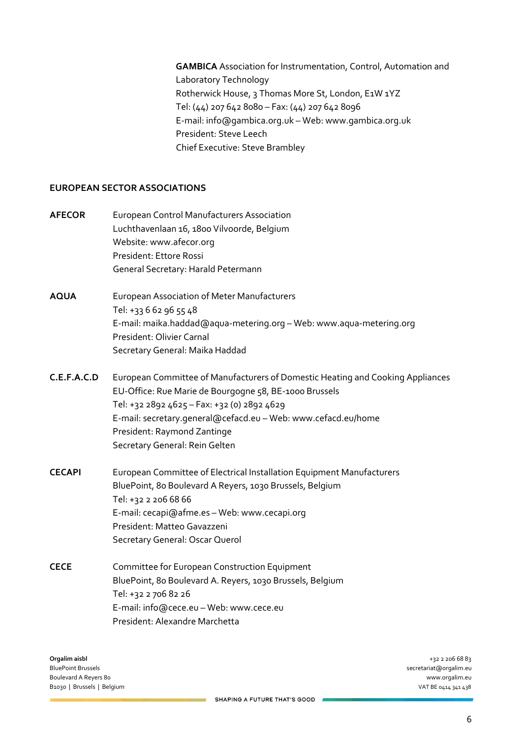**GAMBICA** Association for Instrumentation, Control, Automation and Laboratory Technology
Rotherwick House, 3 Thomas More St, London, E1W 1YZ
Tel: (44) 207 642 8080 – Fax: (44) 207 642 8096
E-mail: info@gambica.org.uk – Web: www.gambica.org.uk
President: Steve Leech
Chief Executive: Steve Brambley

## EUROPEAN SECTOR ASSOCIATIONS

**AFECOR** European Control Manufacturers Association
Luchthavenlaan 16, 1800 Vilvoorde, Belgium
Website: www.afecor.org
President: Ettore Rossi
General Secretary: Harald Petermann

**AQUA** European Association of Meter Manufacturers
Tel: +33 6 62 96 55 48
E-mail: maika.haddad@aqua-metering.org – Web: www.aqua-metering.org
President: Olivier Carnal
Secretary General: Maika Haddad

**C.E.F.A.C.D** European Committee of Manufacturers of Domestic Heating and Cooking Appliances
EU-Office: Rue Marie de Bourgogne 58, BE-1000 Brussels
Tel: +32 2892 4625 – Fax: +32 (0) 2892 4629
E-mail: secretary.general@cefacd.eu – Web: www.cefacd.eu/home
President: Raymond Zantinge
Secretary General: Rein Gelten

**CECAPI** European Committee of Electrical Installation Equipment Manufacturers
BluePoint, 80 Boulevard A Reyers, 1030 Brussels, Belgium
Tel: +32 2 206 68 66
E-mail: cecapi@afme.es – Web: www.cecapi.org
President: Matteo Gavazzeni
Secretary General: Oscar Querol

**CECE** Committee for European Construction Equipment
BluePoint, 80 Boulevard A. Reyers, 1030 Brussels, Belgium
Tel: +32 2 706 82 26
E-mail: info@cece.eu – Web: www.cece.eu
President: Alexandre Marchetta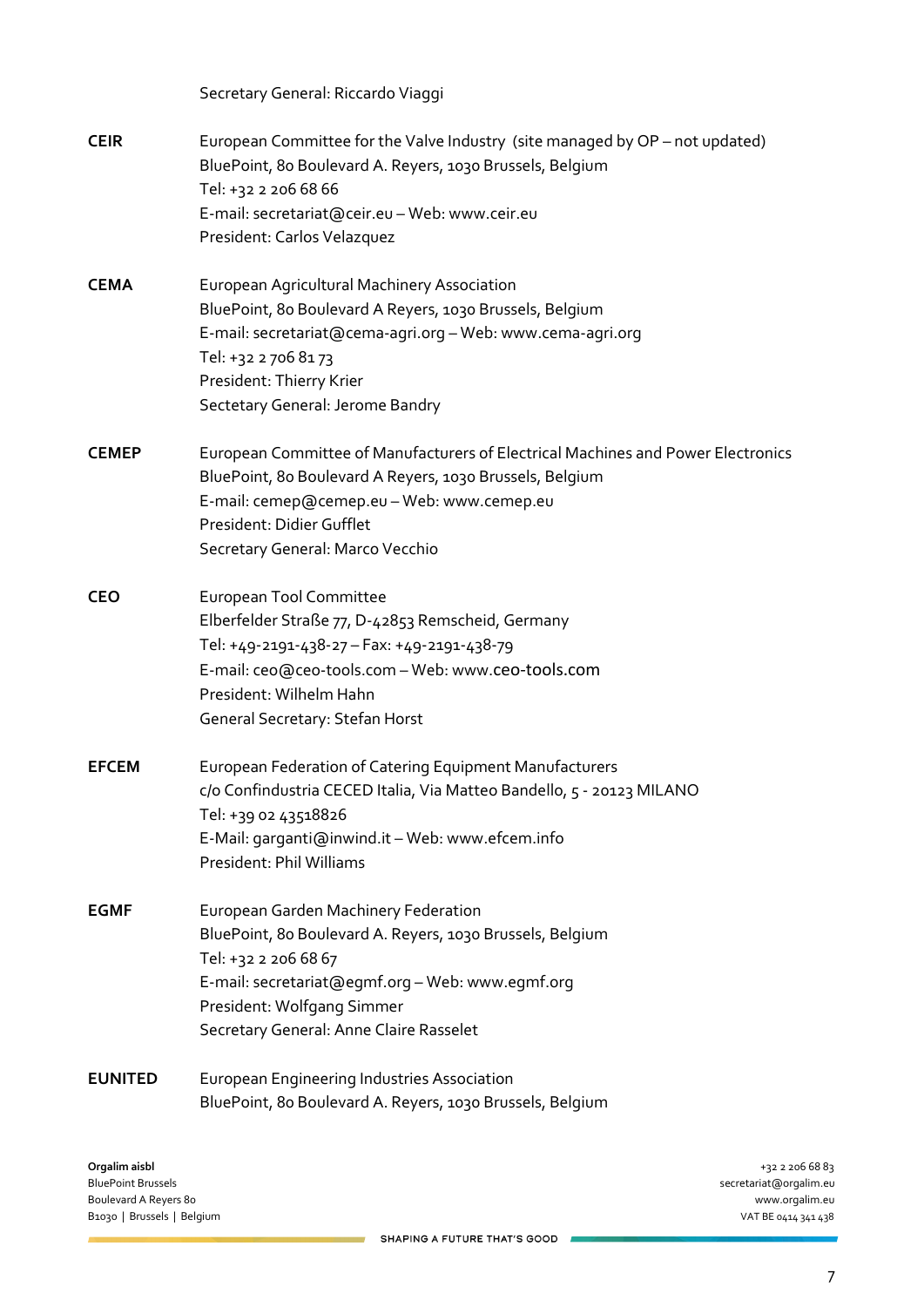Secretary General: Riccardo Viaggi

**CEIR** European Committee for the Valve Industry (site managed by OP – not updated)
BluePoint, 80 Boulevard A. Reyers, 1030 Brussels, Belgium
Tel: +32 2 206 68 66
E-mail: secretariat@ceir.eu – Web: www.ceir.eu
President: Carlos Velazquez

**CEMA** European Agricultural Machinery Association
BluePoint, 80 Boulevard A Reyers, 1030 Brussels, Belgium
E-mail: secretariat@cema-agri.org – Web: www.cema-agri.org
Tel: +32 2 706 81 73
President: Thierry Krier
Sectetary General: Jerome Bandry

**CEMEP** European Committee of Manufacturers of Electrical Machines and Power Electronics
BluePoint, 80 Boulevard A Reyers, 1030 Brussels, Belgium
E-mail: cemep@cemep.eu – Web: www.cemep.eu
President: Didier Gufflet
Secretary General: Marco Vecchio

**CEO** European Tool Committee
Elberfelder Straße 77, D-42853 Remscheid, Germany
Tel: +49-2191-438-27 – Fax: +49-2191-438-79
E-mail: ceo@ceo-tools.com – Web: www.ceo-tools.com
President: Wilhelm Hahn
General Secretary: Stefan Horst

**EFCEM** European Federation of Catering Equipment Manufacturers
c/o Confindustria CECED Italia, Via Matteo Bandello, 5 - 20123 MILANO
Tel: +39 02 43518826
E-Mail: garganti@inwind.it – Web: www.efcem.info
President: Phil Williams

**EGMF** European Garden Machinery Federation
BluePoint, 80 Boulevard A. Reyers, 1030 Brussels, Belgium
Tel: +32 2 206 68 67
E-mail: secretariat@egmf.org – Web: www.egmf.org
President: Wolfgang Simmer
Secretary General: Anne Claire Rasselet

**EUNITED** European Engineering Industries Association
BluePoint, 80 Boulevard A. Reyers, 1030 Brussels, Belgium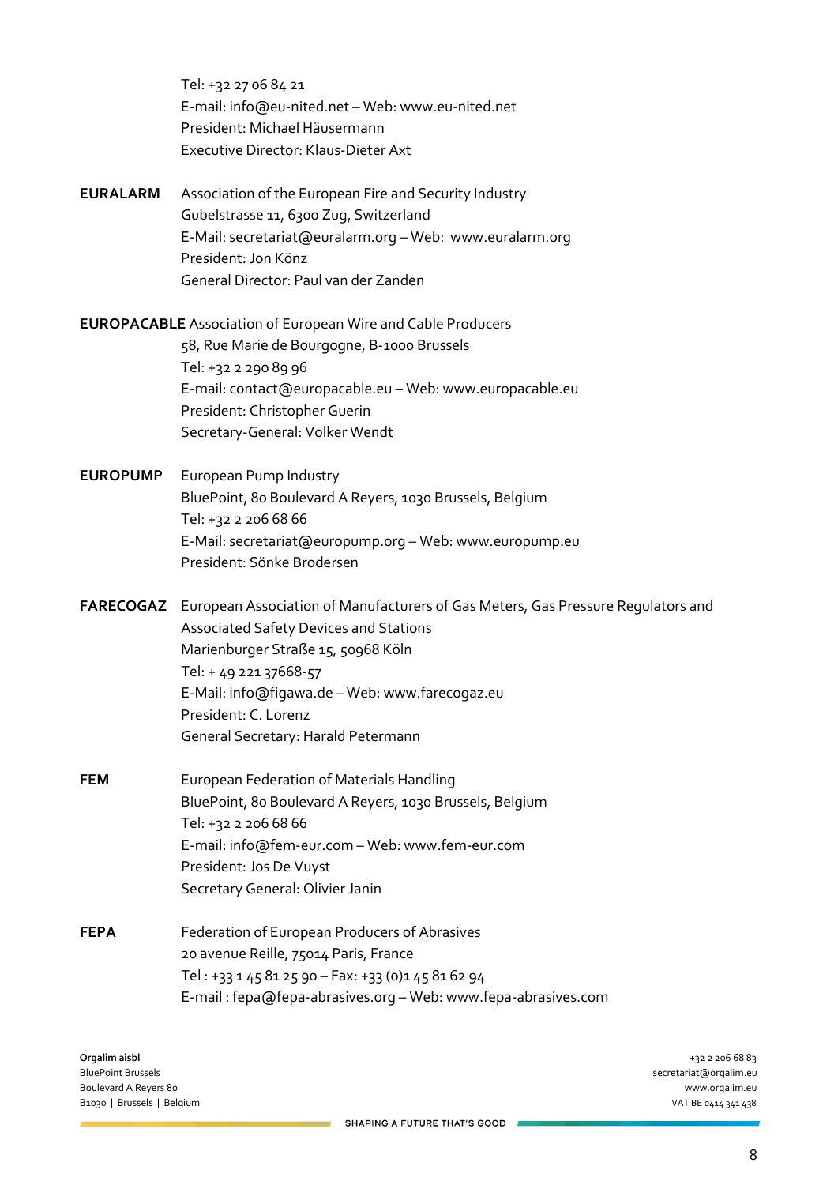Tel: +32 27 06 84 21
E-mail: info@eu-nited.net – Web: www.eu-nited.net
President: Michael Häusermann
Executive Director: Klaus-Dieter Axt

**EURALARM** Association of the European Fire and Security Industry
Gubelstrasse 11, 6300 Zug, Switzerland
E-Mail: secretariat@euralarm.org – Web: www.euralarm.org
President: Jon Könz
General Director: Paul van der Zanden

**EUROPACABLE** Association of European Wire and Cable Producers
58, Rue Marie de Bourgogne, B-1000 Brussels
Tel: +32 2 290 89 96
E-mail: contact@europacable.eu – Web: www.europacable.eu
President: Christopher Guerin
Secretary-General: Volker Wendt

**EUROPUMP** European Pump Industry
BluePoint, 80 Boulevard A Reyers, 1030 Brussels, Belgium
Tel: +32 2 206 68 66
E-Mail: secretariat@europump.org – Web: www.europump.eu
President: Sönke Brodersen

**FARECOGAZ** European Association of Manufacturers of Gas Meters, Gas Pressure Regulators and Associated Safety Devices and Stations
Marienburger Straße 15, 50968 Köln
Tel: + 49 221 37668-57
E-Mail: info@figawa.de – Web: www.farecogaz.eu
President: C. Lorenz
General Secretary: Harald Petermann

**FEM** European Federation of Materials Handling
BluePoint, 80 Boulevard A Reyers, 1030 Brussels, Belgium
Tel: +32 2 206 68 66
E-mail: info@fem-eur.com – Web: www.fem-eur.com
President: Jos De Vuyst
Secretary General: Olivier Janin

**FEPA** Federation of European Producers of Abrasives
20 avenue Reille, 75014 Paris, France
Tel : +33 1 45 81 25 90 – Fax: +33 (0)1 45 81 62 94
E-mail : fepa@fepa-abrasives.org – Web: www.fepa-abrasives.com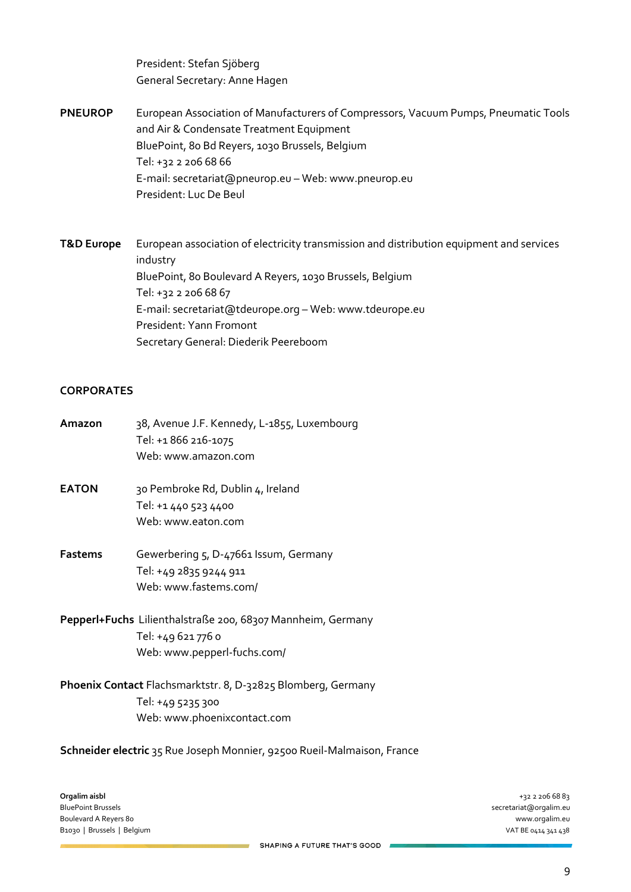President: Stefan Sjöberg
General Secretary: Anne Hagen

**PNEUROP** European Association of Manufacturers of Compressors, Vacuum Pumps, Pneumatic Tools and Air & Condensate Treatment Equipment
BluePoint, 80 Bd Reyers, 1030 Brussels, Belgium
Tel: +32 2 206 68 66
E-mail: secretariat@pneurop.eu – Web: www.pneurop.eu
President: Luc De Beul

**T&D Europe** European association of electricity transmission and distribution equipment and services industry
BluePoint, 80 Boulevard A Reyers, 1030 Brussels, Belgium
Tel: +32 2 206 68 67
E-mail: secretariat@tdeurope.org – Web: www.tdeurope.eu
President: Yann Fromont
Secretary General: Diederik Peereboom

**CORPORATES**

**Amazon** 38, Avenue J.F. Kennedy, L-1855, Luxembourg
Tel: +1 866 216-1075
Web: www.amazon.com

**EATON** 30 Pembroke Rd, Dublin 4, Ireland
Tel: +1 440 523 4400
Web: www.eaton.com

**Fastems** Gewerbering 5, D-47661 Issum, Germany
Tel: +49 2835 9244 911
Web: www.fastems.com/

**Pepperl+Fuchs** Lilienthalstraße 200, 68307 Mannheim, Germany
Tel: +49 621 776 0
Web: www.pepperl-fuchs.com/

**Phoenix Contact** Flachsmarktstr. 8, D-32825 Blomberg, Germany
Tel: +49 5235 300
Web: www.phoenixcontact.com

**Schneider electric** 35 Rue Joseph Monnier, 92500 Rueil-Malmaison, France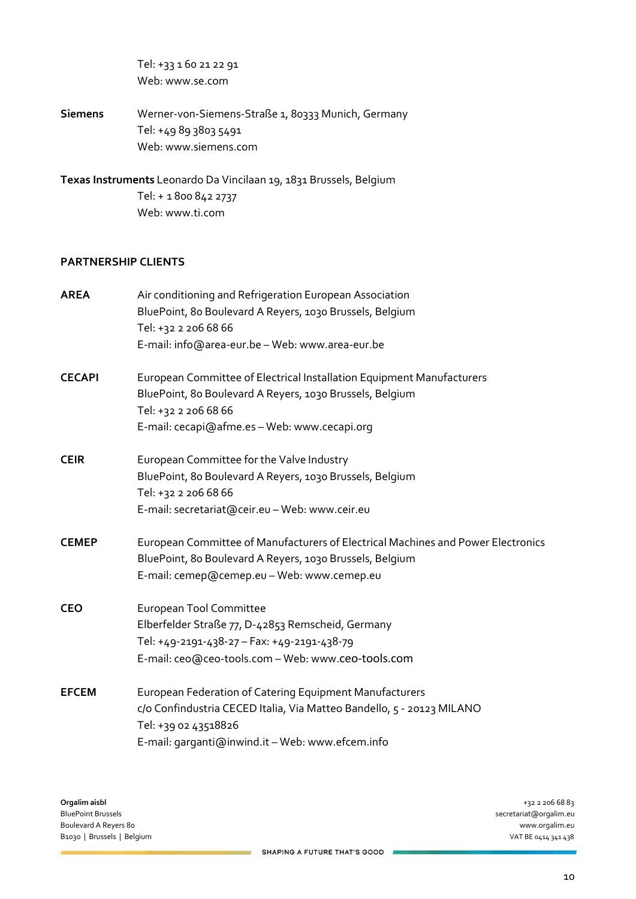Tel: +33 1 60 21 22 91
Web: www.se.com

**Siemens** Werner-von-Siemens-Straße 1, 80333 Munich, Germany
Tel: +49 89 3803 5491
Web: www.siemens.com

**Texas Instruments** Leonardo Da Vincilaan 19, 1831 Brussels, Belgium
Tel: + 1 800 842 2737
Web: www.ti.com

## PARTNERSHIP CLIENTS

**AREA** Air conditioning and Refrigeration European Association
BluePoint, 80 Boulevard A Reyers, 1030 Brussels, Belgium
Tel: +32 2 206 68 66
E-mail: info@area-eur.be – Web: www.area-eur.be

**CECAPI** European Committee of Electrical Installation Equipment Manufacturers
BluePoint, 80 Boulevard A Reyers, 1030 Brussels, Belgium
Tel: +32 2 206 68 66
E-mail: cecapi@afme.es – Web: www.cecapi.org

**CEIR** European Committee for the Valve Industry
BluePoint, 80 Boulevard A Reyers, 1030 Brussels, Belgium
Tel: +32 2 206 68 66
E-mail: secretariat@ceir.eu – Web: www.ceir.eu

**CEMEP** European Committee of Manufacturers of Electrical Machines and Power Electronics
BluePoint, 80 Boulevard A Reyers, 1030 Brussels, Belgium
E-mail: cemep@cemep.eu – Web: www.cemep.eu

**CEO** European Tool Committee
Elberfelder Straße 77, D-42853 Remscheid, Germany
Tel: +49-2191-438-27 – Fax: +49-2191-438-79
E-mail: ceo@ceo-tools.com – Web: www.ceo-tools.com

**EFCEM** European Federation of Catering Equipment Manufacturers
c/o Confindustria CECED Italia, Via Matteo Bandello, 5 - 20123 MILANO
Tel: +39 02 43518826
E-mail: garganti@inwind.it – Web: www.efcem.info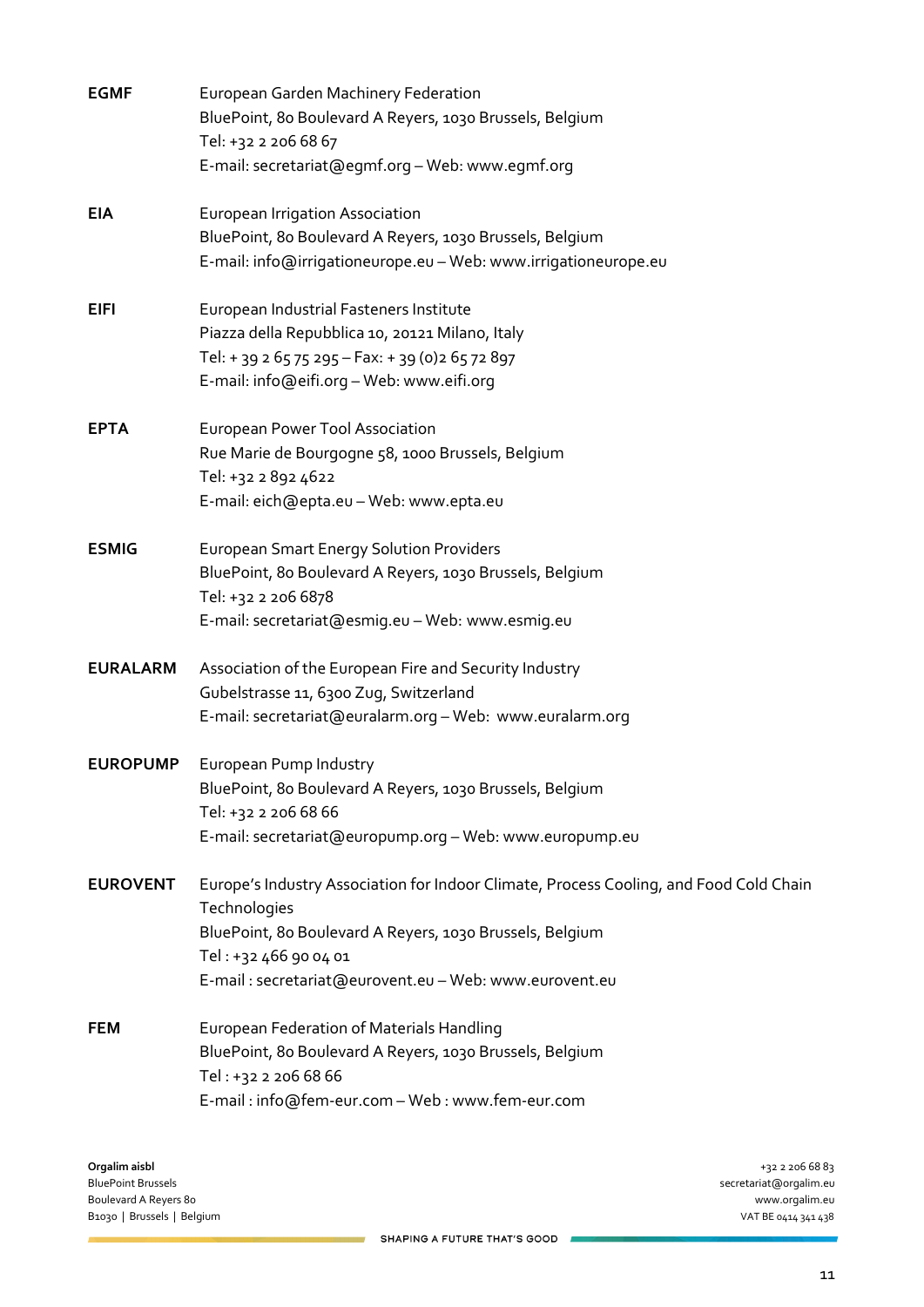**EGMF** European Garden Machinery Federation
BluePoint, 80 Boulevard A Reyers, 1030 Brussels, Belgium
Tel: +32 2 206 68 67
E-mail: secretariat@egmf.org – Web: www.egmf.org

**EIA** European Irrigation Association
BluePoint, 80 Boulevard A Reyers, 1030 Brussels, Belgium
E-mail: info@irrigationeurope.eu – Web: www.irrigationeurope.eu

**EIFI** European Industrial Fasteners Institute
Piazza della Repubblica 10, 20121 Milano, Italy
Tel: + 39 2 65 75 295 – Fax: + 39 (0)2 65 72 897
E-mail: info@eifi.org – Web: www.eifi.org

**EPTA** European Power Tool Association
Rue Marie de Bourgogne 58, 1000 Brussels, Belgium
Tel: +32 2 892 4622
E-mail: eich@epta.eu – Web: www.epta.eu

**ESMIG** European Smart Energy Solution Providers
BluePoint, 80 Boulevard A Reyers, 1030 Brussels, Belgium
Tel: +32 2 206 6878
E-mail: secretariat@esmig.eu – Web: www.esmig.eu

**EURALARM** Association of the European Fire and Security Industry
Gubelstrasse 11, 6300 Zug, Switzerland
E-mail: secretariat@euralarm.org – Web: www.euralarm.org

**EUROPUMP** European Pump Industry
BluePoint, 80 Boulevard A Reyers, 1030 Brussels, Belgium
Tel: +32 2 206 68 66
E-mail: secretariat@europump.org – Web: www.europump.eu

**EUROVENT** Europe's Industry Association for Indoor Climate, Process Cooling, and Food Cold Chain Technologies
BluePoint, 80 Boulevard A Reyers, 1030 Brussels, Belgium
Tel : +32 466 90 04 01
E-mail : secretariat@eurovent.eu – Web: www.eurovent.eu

**FEM** European Federation of Materials Handling
BluePoint, 80 Boulevard A Reyers, 1030 Brussels, Belgium
Tel : +32 2 206 68 66
E-mail : info@fem-eur.com – Web : www.fem-eur.com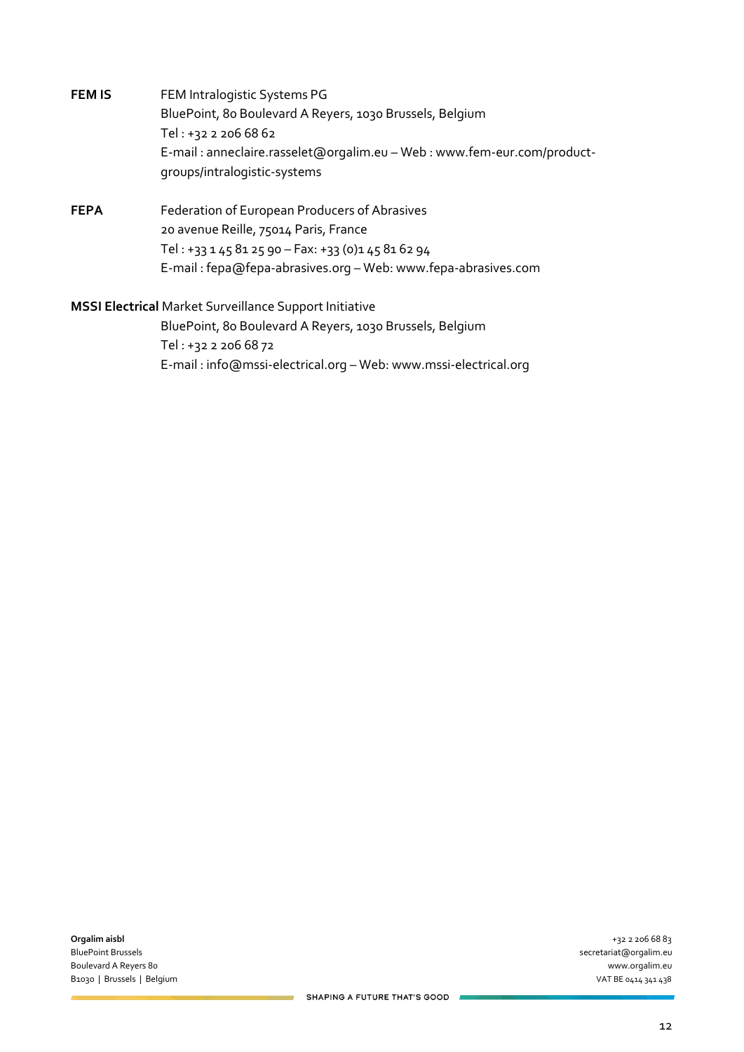**FEM IS** FEM Intralogistic Systems PG
BluePoint, 80 Boulevard A Reyers, 1030 Brussels, Belgium
Tel : +32 2 206 68 62
E-mail : anneclaire.rasselet@orgalim.eu – Web : www.fem-eur.com/product-groups/intralogistic-systems

**FEPA** Federation of European Producers of Abrasives
20 avenue Reille, 75014 Paris, France
Tel : +33 1 45 81 25 90 – Fax: +33 (0)1 45 81 62 94
E-mail : fepa@fepa-abrasives.org – Web: www.fepa-abrasives.com

**MSSI Electrical** Market Surveillance Support Initiative
BluePoint, 80 Boulevard A Reyers, 1030 Brussels, Belgium
Tel : +32 2 206 68 72
E-mail : info@mssi-electrical.org – Web: www.mssi-electrical.org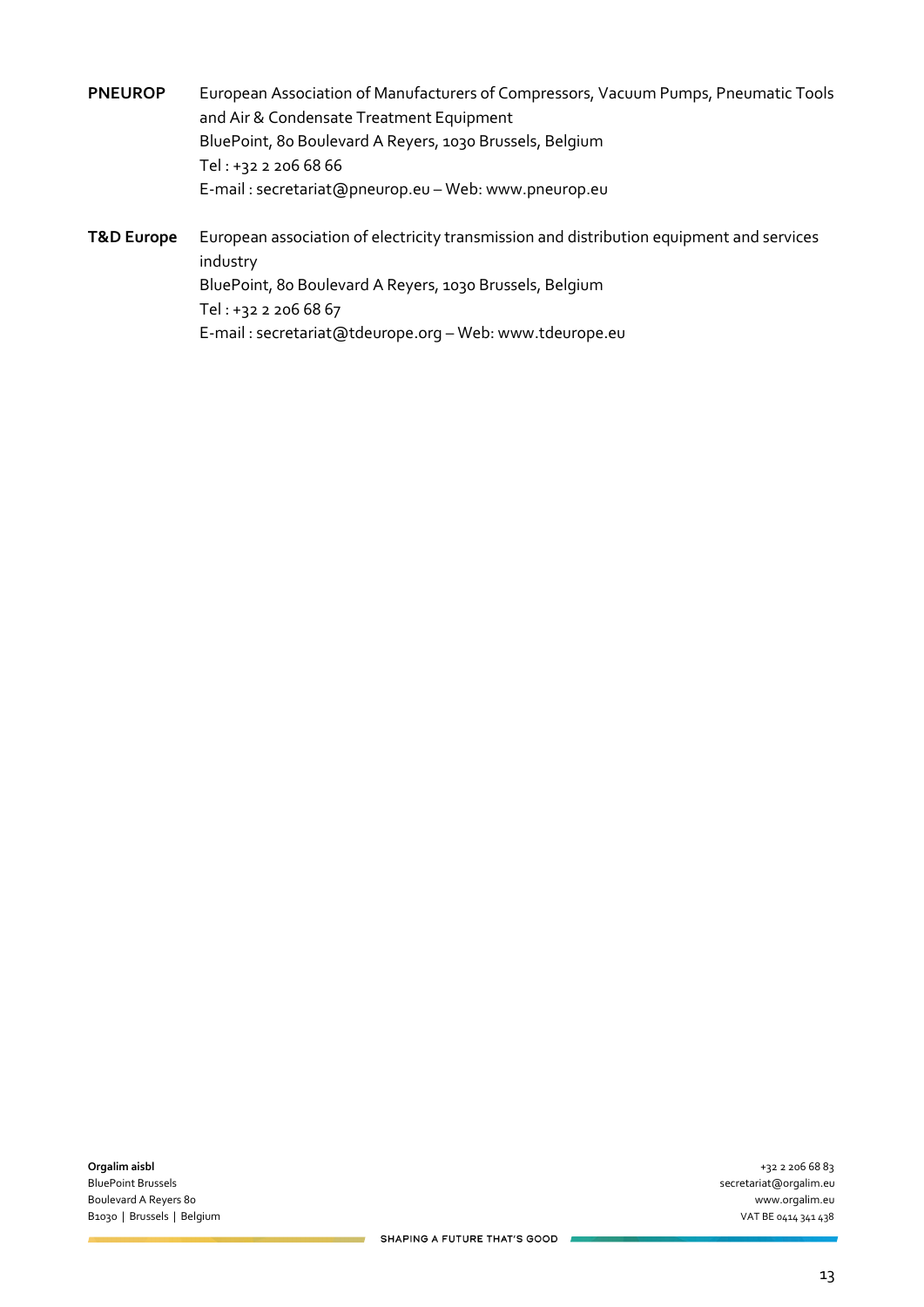**PNEUROP** European Association of Manufacturers of Compressors, Vacuum Pumps, Pneumatic Tools and Air & Condensate Treatment Equipment
BluePoint, 80 Boulevard A Reyers, 1030 Brussels, Belgium
Tel : +32 2 206 68 66
E-mail : secretariat@pneurop.eu – Web: www.pneurop.eu

**T&D Europe** European association of electricity transmission and distribution equipment and services industry
BluePoint, 80 Boulevard A Reyers, 1030 Brussels, Belgium
Tel : +32 2 206 68 67
E-mail : secretariat@tdeurope.org – Web: www.tdeurope.eu